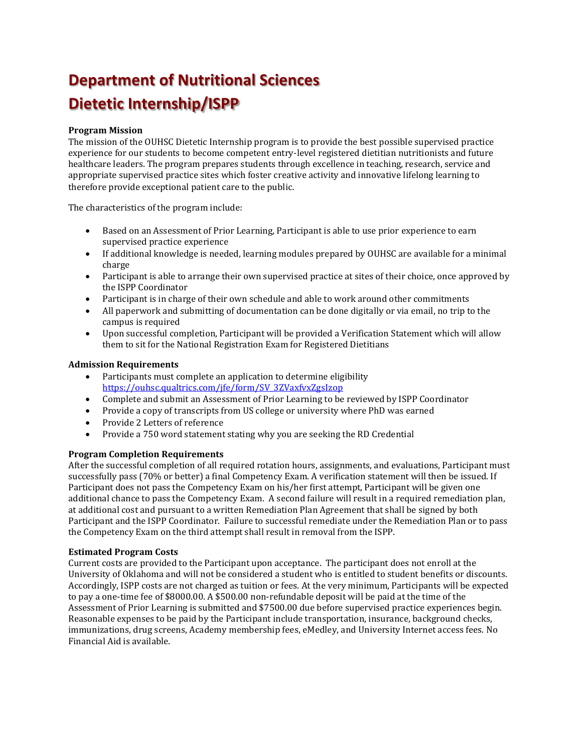# Department of Nutritional Sciences
# Dietetic Internship/ISPP

### Program Mission

The mission of the OUHSC Dietetic Internship program is to provide the best possible supervised practice experience for our students to become competent entry-level registered dietitian nutritionists and future healthcare leaders. The program prepares students through excellence in teaching, research, service and appropriate supervised practice sites which foster creative activity and innovative lifelong learning to therefore provide exceptional patient care to the public.

The characteristics of the program include:

- Based on an Assessment of Prior Learning, Participant is able to use prior experience to earn supervised practice experience
- If additional knowledge is needed, learning modules prepared by OUHSC are available for a minimal charge
- Participant is able to arrange their own supervised practice at sites of their choice, once approved by the ISPP Coordinator
- Participant is in charge of their own schedule and able to work around other commitments
- All paperwork and submitting of documentation can be done digitally or via email, no trip to the campus is required
- Upon successful completion, Participant will be provided a Verification Statement which will allow them to sit for the National Registration Exam for Registered Dietitians

### Admission Requirements

- Participants must complete an application to determine eligibility [https://ouhsc.qualtrics.com/jfe/form/SV_3ZVaxfvxZgsIzop](https://ouhsc.qualtrics.com/jfe/form/SV_3ZVaxfvxZgsIzop)
- Complete and submit an Assessment of Prior Learning to be reviewed by ISPP Coordinator
- Provide a copy of transcripts from US college or university where PhD was earned
- Provide 2 Letters of reference
- Provide a 750 word statement stating why you are seeking the RD Credential

### Program Completion Requirements

After the successful completion of all required rotation hours, assignments, and evaluations, Participant must successfully pass (70% or better) a final Competency Exam. A verification statement will then be issued. If Participant does not pass the Competency Exam on his/her first attempt, Participant will be given one additional chance to pass the Competency Exam. A second failure will result in a required remediation plan, at additional cost and pursuant to a written Remediation Plan Agreement that shall be signed by both Participant and the ISPP Coordinator. Failure to successful remediate under the Remediation Plan or to pass the Competency Exam on the third attempt shall result in removal from the ISPP.

### Estimated Program Costs

Current costs are provided to the Participant upon acceptance. The participant does not enroll at the University of Oklahoma and will not be considered a student who is entitled to student benefits or discounts. Accordingly, ISPP costs are not charged as tuition or fees. At the very minimum, Participants will be expected to pay a one-time fee of $8000.00. A $500.00 non-refundable deposit will be paid at the time of the Assessment of Prior Learning is submitted and $7500.00 due before supervised practice experiences begin. Reasonable expenses to be paid by the Participant include transportation, insurance, background checks, immunizations, drug screens, Academy membership fees, eMedley, and University Internet access fees. No Financial Aid is available.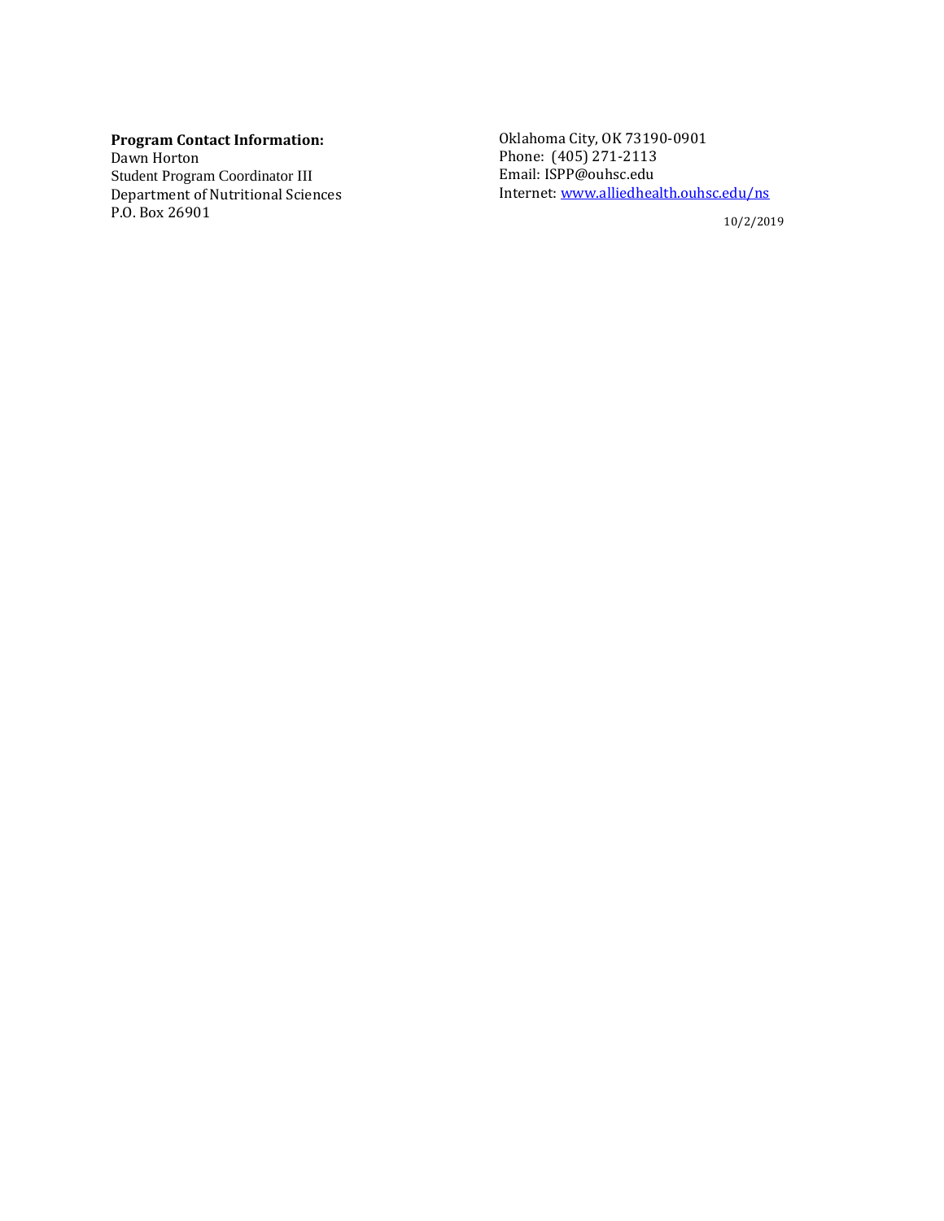**Program Contact Information:**
Dawn Horton
Student Program Coordinator III
Department of Nutritional Sciences
P.O. Box 26901
Oklahoma City, OK 73190-0901
Phone: (405) 271-2113
Email: ISPP@ouhsc.edu
Internet: [www.alliedhealth.ouhsc.edu/ns](http://www.alliedhealth.ouhsc.edu/ns)

10/2/2019